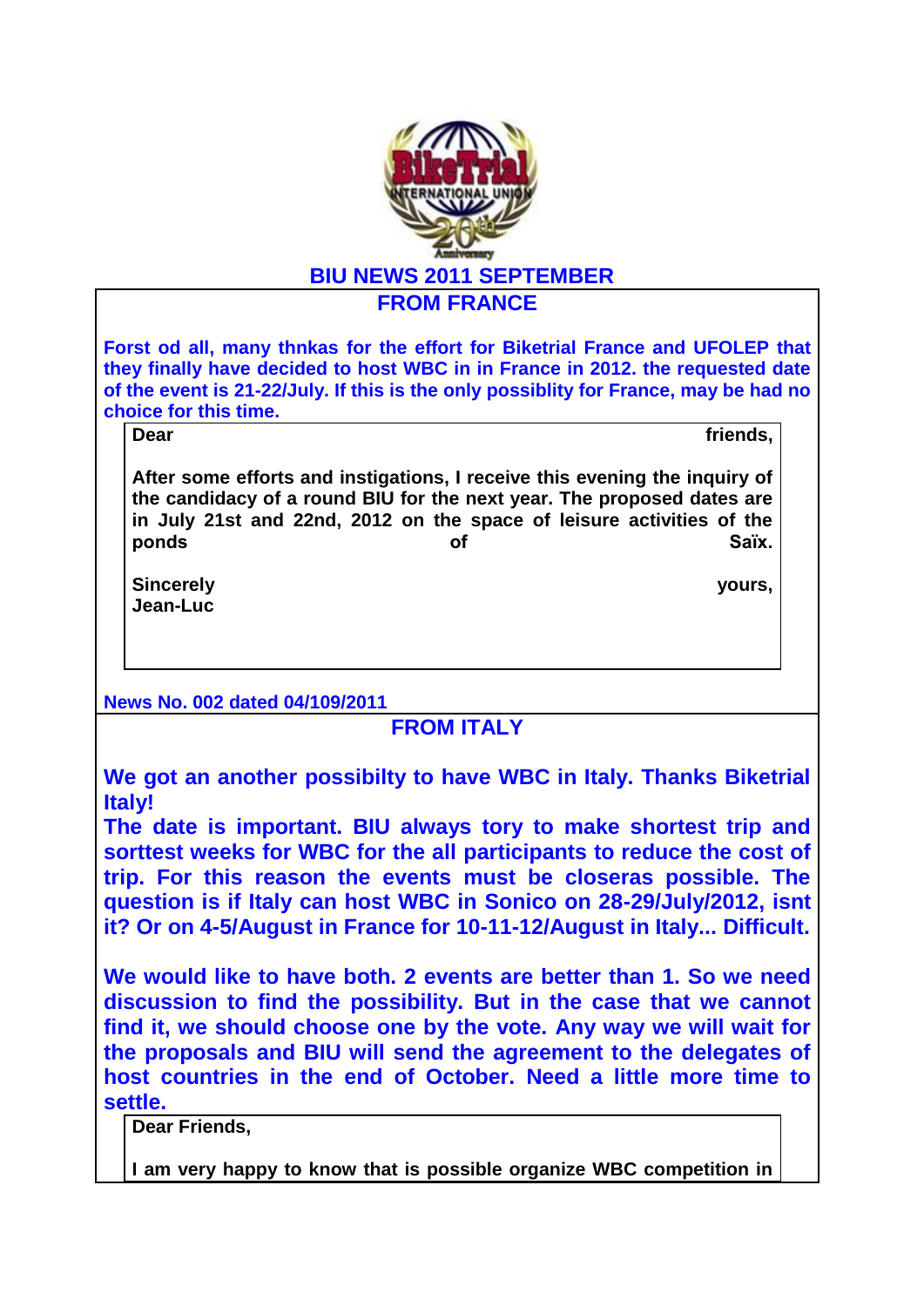## BIU NEWS 2011 SEPTEMBER

### FROM FRANCE

**Forst od all, many thnkas for the effort for Biketrial France and UFOLEP that they finally have decided to host WBC in in France in 2012. the requested date of the event is 21-22/July. If this is the only possiblity for France, may be had no choice for this time.**

> **Dear friends,**
>
> **After some efforts and instigations, I receive this evening the inquiry of the candidacy of a round BIU for the next year. The proposed dates are in July 21st and 22nd, 2012 on the space of leisure activities of the ponds of Saïx.**
>
> **Sincerely yours,**
> **Jean-Luc**

**News No. 002 dated 04/109/2011**

### FROM ITALY

**We got an another possibilty to have WBC in Italy. Thanks Biketrial Italy!**
**The date is important. BIU always tory to make shortest trip and sorttest weeks for WBC for the all participants to reduce the cost of trip. For this reason the events must be closeras possible. The question is if Italy can host WBC in Sonico on 28-29/July/2012, isnt it? Or on 4-5/August in France for 10-11-12/August in Italy... Difficult.**

**We would like to have both. 2 events are better than 1. So we need discussion to find the possibility. But in the case that we cannot find it, we should choose one by the vote. Any way we will wait for the proposals and BIU will send the agreement to the delegates of host countries in the end of October. Need a little more time to settle.**

> **Dear Friends,**
>
> **I am very happy to know that is possible organize WBC competition in**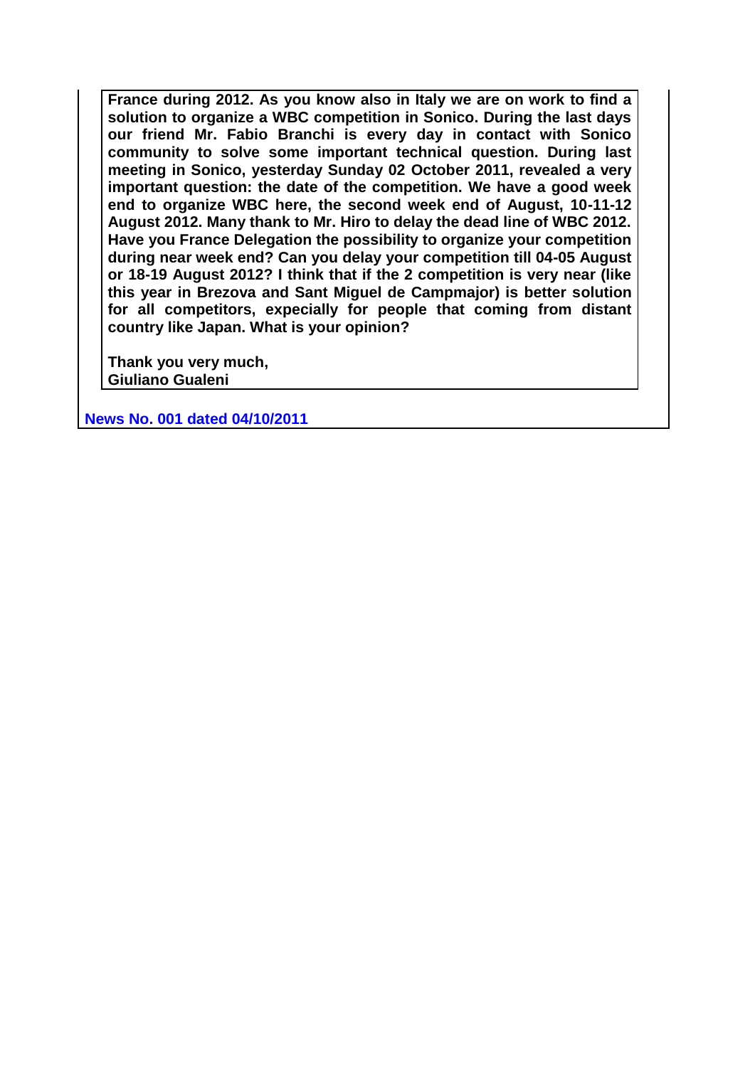**France during 2012. As you know also in Italy we are on work to find a solution to organize a WBC competition in Sonico. During the last days our friend Mr. Fabio Branchi is every day in contact with Sonico community to solve some important technical question. During last meeting in Sonico, yesterday Sunday 02 October 2011, revealed a very important question: the date of the competition. We have a good week end to organize WBC here, the second week end of August, 10-11-12 August 2012. Many thank to Mr. Hiro to delay the dead line of WBC 2012. Have you France Delegation the possibility to organize your competition during near week end? Can you delay your competition till 04-05 August or 18-19 August 2012? I think that if the 2 competition is very near (like this year in Brezova and Sant Miguel de Campmajor) is better solution for all competitors, expecially for people that coming from distant country like Japan. What is your opinion?**

**Thank you very much,**
**Giuliano Gualeni**

**News No. 001 dated 04/10/2011**